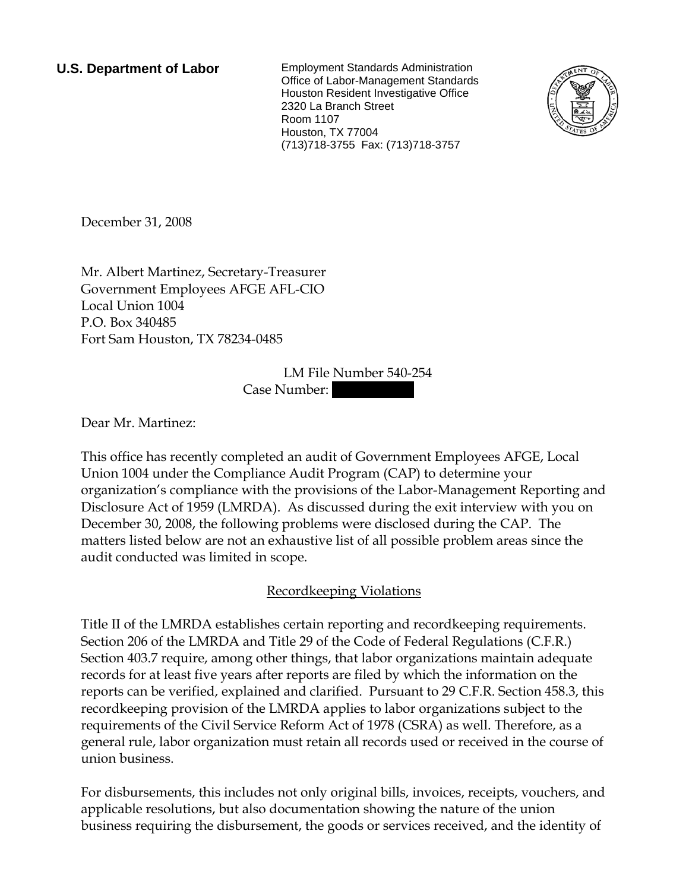**U.S. Department of Labor**

Employment Standards Administration
Office of Labor-Management Standards
Houston Resident Investigative Office
2320 La Branch Street
Room 1107
Houston, TX 77004
(713)718-3755 Fax: (713)718-3757

December 31, 2008

Mr. Albert Martinez, Secretary-Treasurer
Government Employees AFGE AFL-CIO
Local Union 1004
P.O. Box 340485
Fort Sam Houston, TX 78234-0485

LM File Number 540-254
Case Number:

Dear Mr. Martinez:

This office has recently completed an audit of Government Employees AFGE, Local Union 1004 under the Compliance Audit Program (CAP) to determine your organization's compliance with the provisions of the Labor-Management Reporting and Disclosure Act of 1959 (LMRDA). As discussed during the exit interview with you on December 30, 2008, the following problems were disclosed during the CAP. The matters listed below are not an exhaustive list of all possible problem areas since the audit conducted was limited in scope.

## Recordkeeping Violations

Title II of the LMRDA establishes certain reporting and recordkeeping requirements. Section 206 of the LMRDA and Title 29 of the Code of Federal Regulations (C.F.R.) Section 403.7 require, among other things, that labor organizations maintain adequate records for at least five years after reports are filed by which the information on the reports can be verified, explained and clarified. Pursuant to 29 C.F.R. Section 458.3, this recordkeeping provision of the LMRDA applies to labor organizations subject to the requirements of the Civil Service Reform Act of 1978 (CSRA) as well. Therefore, as a general rule, labor organization must retain all records used or received in the course of union business.

For disbursements, this includes not only original bills, invoices, receipts, vouchers, and applicable resolutions, but also documentation showing the nature of the union business requiring the disbursement, the goods or services received, and the identity of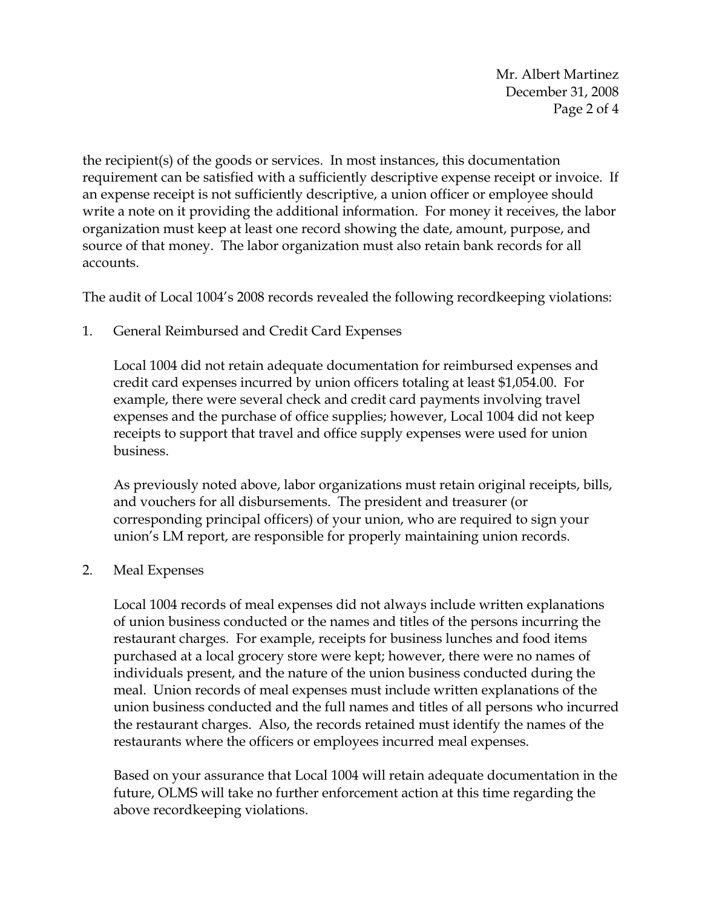the recipient(s) of the goods or services. In most instances, this documentation requirement can be satisfied with a sufficiently descriptive expense receipt or invoice. If an expense receipt is not sufficiently descriptive, a union officer or employee should write a note on it providing the additional information. For money it receives, the labor organization must keep at least one record showing the date, amount, purpose, and source of that money. The labor organization must also retain bank records for all accounts.

The audit of Local 1004's 2008 records revealed the following recordkeeping violations:

1. General Reimbursed and Credit Card Expenses

   Local 1004 did not retain adequate documentation for reimbursed expenses and credit card expenses incurred by union officers totaling at least $1,054.00. For example, there were several check and credit card payments involving travel expenses and the purchase of office supplies; however, Local 1004 did not keep receipts to support that travel and office supply expenses were used for union business.

   As previously noted above, labor organizations must retain original receipts, bills, and vouchers for all disbursements. The president and treasurer (or corresponding principal officers) of your union, who are required to sign your union's LM report, are responsible for properly maintaining union records.

2. Meal Expenses

   Local 1004 records of meal expenses did not always include written explanations of union business conducted or the names and titles of the persons incurring the restaurant charges. For example, receipts for business lunches and food items purchased at a local grocery store were kept; however, there were no names of individuals present, and the nature of the union business conducted during the meal. Union records of meal expenses must include written explanations of the union business conducted and the full names and titles of all persons who incurred the restaurant charges. Also, the records retained must identify the names of the restaurants where the officers or employees incurred meal expenses.

   Based on your assurance that Local 1004 will retain adequate documentation in the future, OLMS will take no further enforcement action at this time regarding the above recordkeeping violations.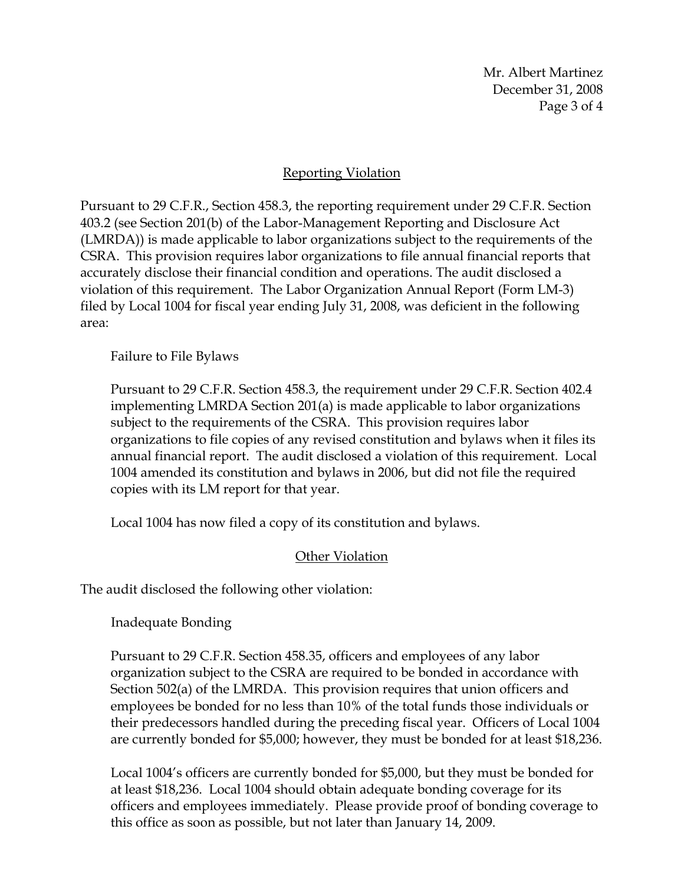## Reporting Violation

Pursuant to 29 C.F.R., Section 458.3, the reporting requirement under 29 C.F.R. Section 403.2 (see Section 201(b) of the Labor-Management Reporting and Disclosure Act (LMRDA)) is made applicable to labor organizations subject to the requirements of the CSRA. This provision requires labor organizations to file annual financial reports that accurately disclose their financial condition and operations. The audit disclosed a violation of this requirement. The Labor Organization Annual Report (Form LM-3) filed by Local 1004 for fiscal year ending July 31, 2008, was deficient in the following area:

Failure to File Bylaws

Pursuant to 29 C.F.R. Section 458.3, the requirement under 29 C.F.R. Section 402.4 implementing LMRDA Section 201(a) is made applicable to labor organizations subject to the requirements of the CSRA. This provision requires labor organizations to file copies of any revised constitution and bylaws when it files its annual financial report. The audit disclosed a violation of this requirement. Local 1004 amended its constitution and bylaws in 2006, but did not file the required copies with its LM report for that year.

Local 1004 has now filed a copy of its constitution and bylaws.

## Other Violation

The audit disclosed the following other violation:

Inadequate Bonding

Pursuant to 29 C.F.R. Section 458.35, officers and employees of any labor organization subject to the CSRA are required to be bonded in accordance with Section 502(a) of the LMRDA. This provision requires that union officers and employees be bonded for no less than 10% of the total funds those individuals or their predecessors handled during the preceding fiscal year. Officers of Local 1004 are currently bonded for $5,000; however, they must be bonded for at least $18,236.

Local 1004's officers are currently bonded for $5,000, but they must be bonded for at least $18,236. Local 1004 should obtain adequate bonding coverage for its officers and employees immediately. Please provide proof of bonding coverage to this office as soon as possible, but not later than January 14, 2009.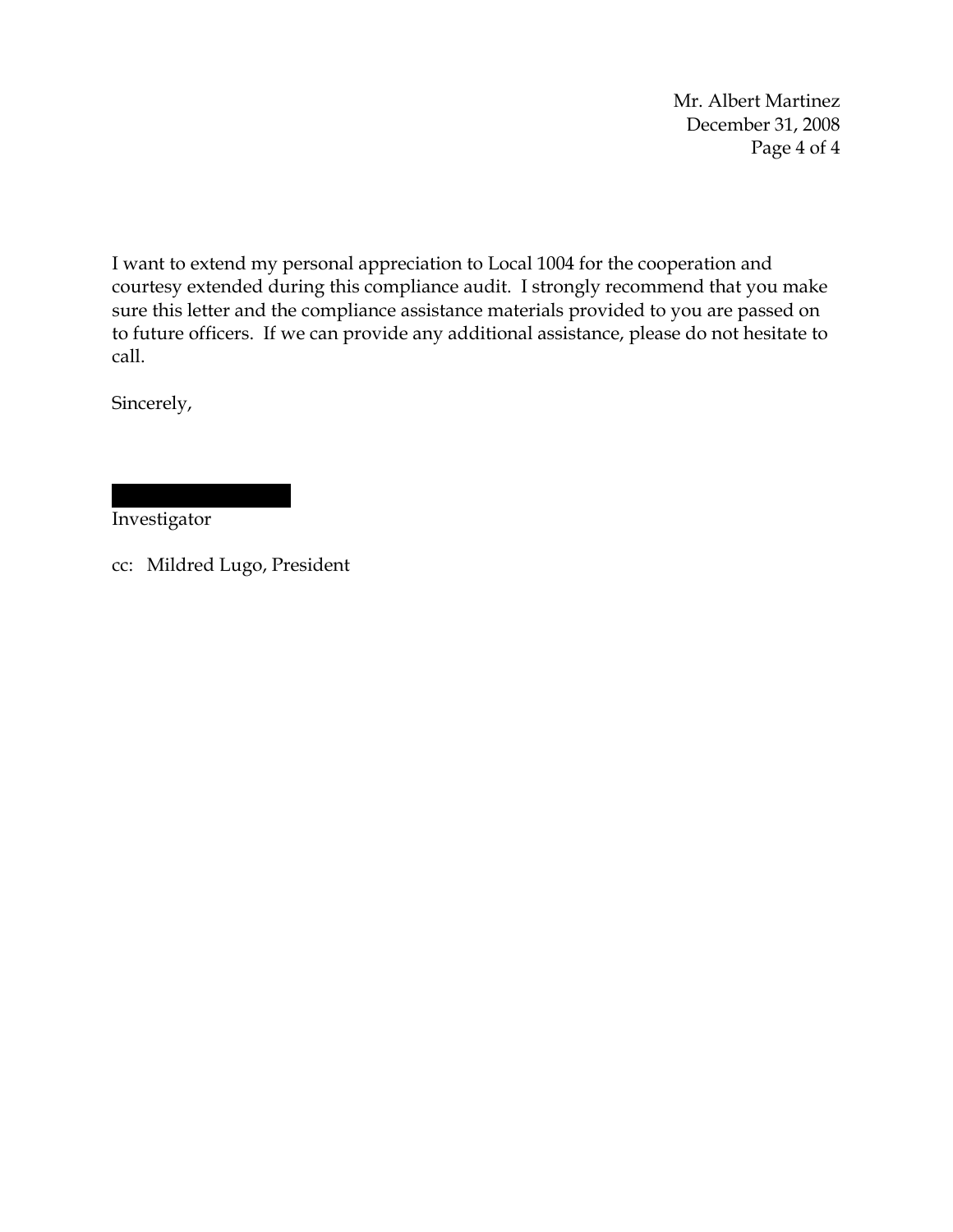I want to extend my personal appreciation to Local 1004 for the cooperation and courtesy extended during this compliance audit. I strongly recommend that you make sure this letter and the compliance assistance materials provided to you are passed on to future officers. If we can provide any additional assistance, please do not hesitate to call.

Sincerely,

Investigator

cc: Mildred Lugo, President